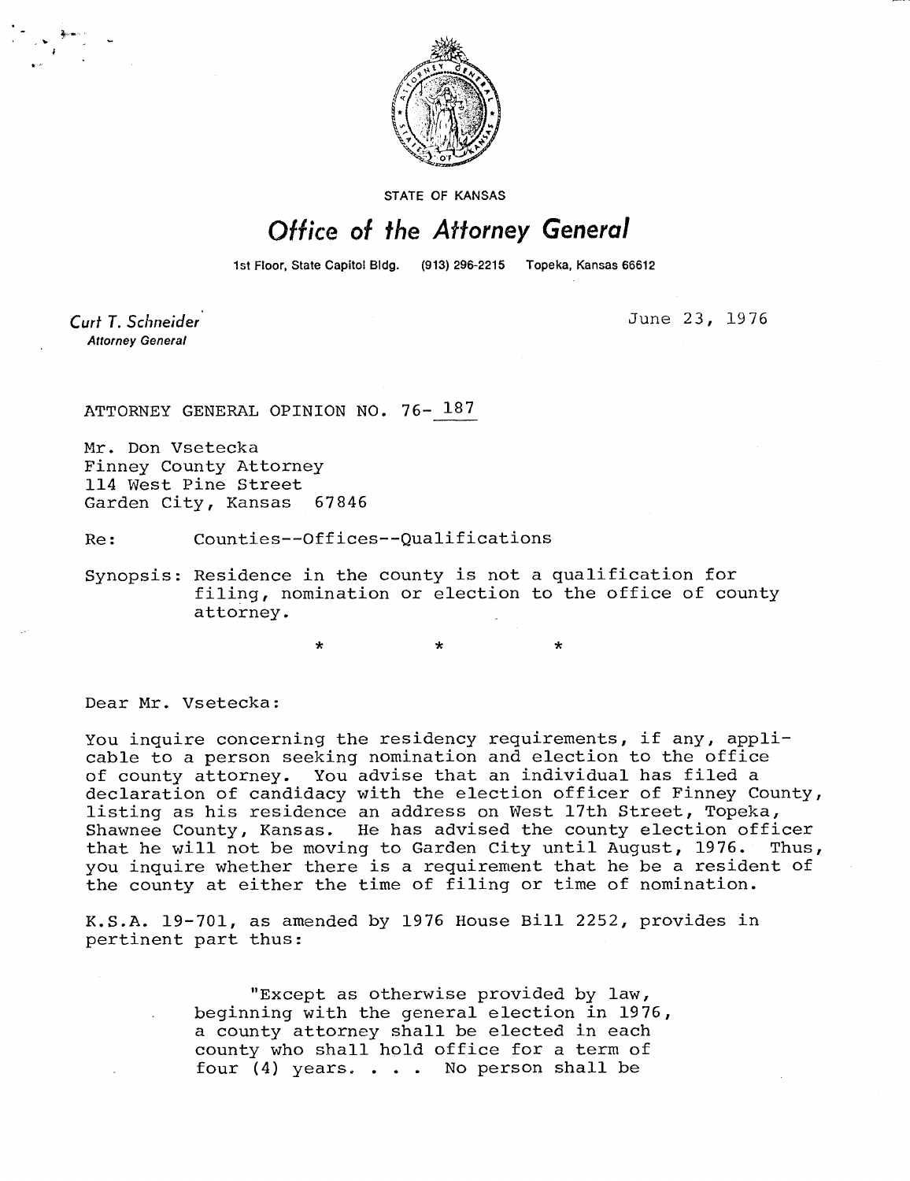STATE OF KANSAS

# Office of the Attorney General

1st Floor, State Capitol Bldg. (913) 296-2215 Topeka, Kansas 66612

*Curt T. Schneider*
**Attorney General**

June 23, 1976

ATTORNEY GENERAL OPINION NO. 76- 187

Mr. Don Vsetecka
Finney County Attorney
114 West Pine Street
Garden City, Kansas 67846

Re: Counties--Offices--Qualifications

Synopsis: Residence in the county is not a qualification for filing, nomination or election to the office of county attorney.

\* \* \*

Dear Mr. Vsetecka:

You inquire concerning the residency requirements, if any, applicable to a person seeking nomination and election to the office of county attorney. You advise that an individual has filed a declaration of candidacy with the election officer of Finney County, listing as his residence an address on West 17th Street, Topeka, Shawnee County, Kansas. He has advised the county election officer that he will not be moving to Garden City until August, 1976. Thus, you inquire whether there is a requirement that he be a resident of the county at either the time of filing or time of nomination.

K.S.A. 19-701, as amended by 1976 House Bill 2252, provides in pertinent part thus:

> "Except as otherwise provided by law, beginning with the general election in 1976, a county attorney shall be elected in each county who shall hold office for a term of four (4) years. . . . No person shall be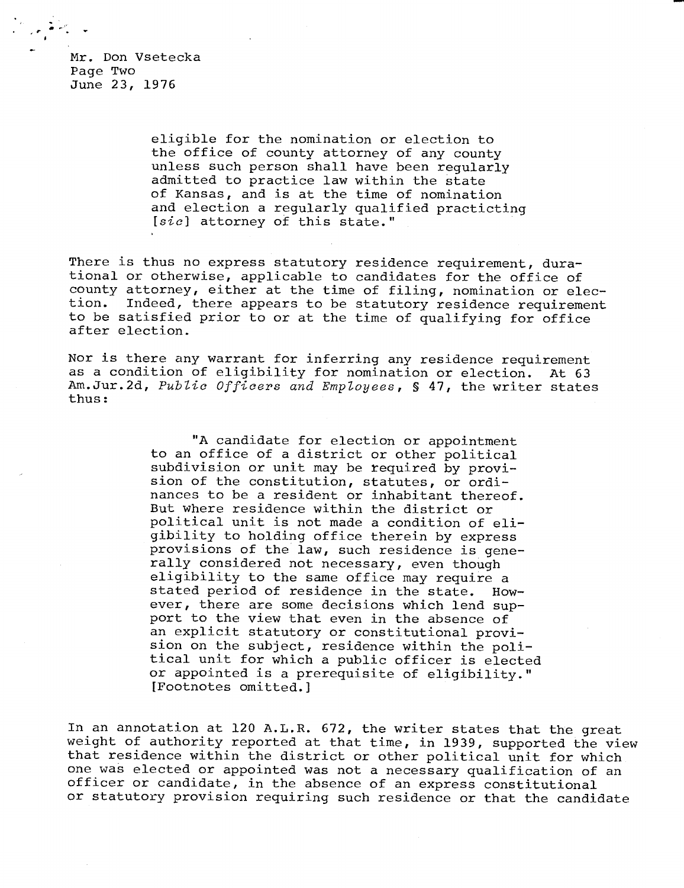Mr. Don Vsetecka
Page Two
June 23, 1976

> eligible for the nomination or election to the office of county attorney of any county unless such person shall have been regularly admitted to practice law within the state of Kansas, and is at the time of nomination and election a regularly qualified practicting [*sic*] attorney of this state."

There is thus no express statutory residence requirement, durational or otherwise, applicable to candidates for the office of county attorney, either at the time of filing, nomination or election. Indeed, there appears to be statutory residence requirement to be satisfied prior to or at the time of qualifying for office after election.

Nor is there any warrant for inferring any residence requirement as a condition of eligibility for nomination or election. At 63 Am.Jur.2d, *Public Officers and Employees*, § 47, the writer states thus:

> "A candidate for election or appointment to an office of a district or other political subdivision or unit may be required by provision of the constitution, statutes, or ordinances to be a resident or inhabitant thereof. But where residence within the district or political unit is not made a condition of eligibility to holding office therein by express provisions of the law, such residence is generally considered not necessary, even though eligibility to the same office may require a stated period of residence in the state. However, there are some decisions which lend support to the view that even in the absence of an explicit statutory or constitutional provision on the subject, residence within the political unit for which a public officer is elected or appointed is a prerequisite of eligibility." [Footnotes omitted.]

In an annotation at 120 A.L.R. 672, the writer states that the great weight of authority reported at that time, in 1939, supported the view that residence within the district or other political unit for which one was elected or appointed was not a necessary qualification of an officer or candidate, in the absence of an express constitutional or statutory provision requiring such residence or that the candidate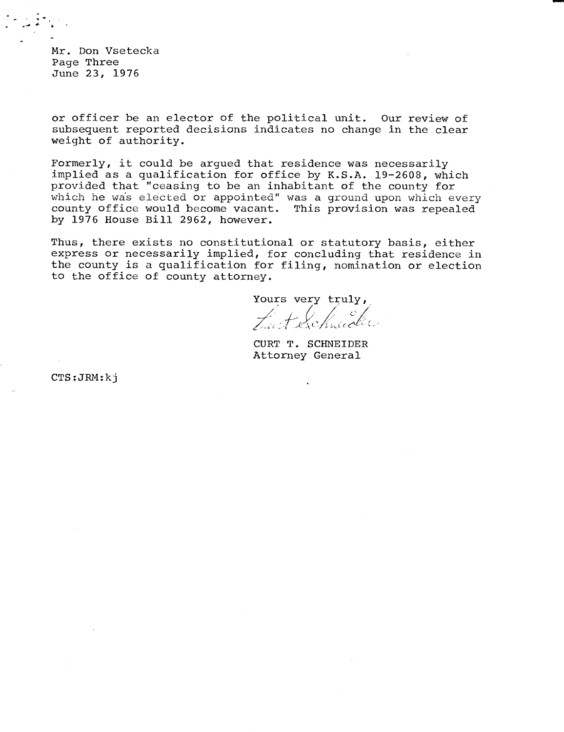Mr. Don Vsetecka
Page Three
June 23, 1976

or officer be an elector of the political unit. Our review of subsequent reported decisions indicates no change in the clear weight of authority.

Formerly, it could be argued that residence was necessarily implied as a qualification for office by K.S.A. 19-2608, which provided that "ceasing to be an inhabitant of the county for which he was elected or appointed" was a ground upon which every county office would become vacant. This provision was repealed by 1976 House Bill 2962, however.

Thus, there exists no constitutional or statutory basis, either express or necessarily implied, for concluding that residence in the county is a qualification for filing, nomination or election to the office of county attorney.

Yours very truly,

CURT T. SCHNEIDER
Attorney General

CTS:JRM:kj